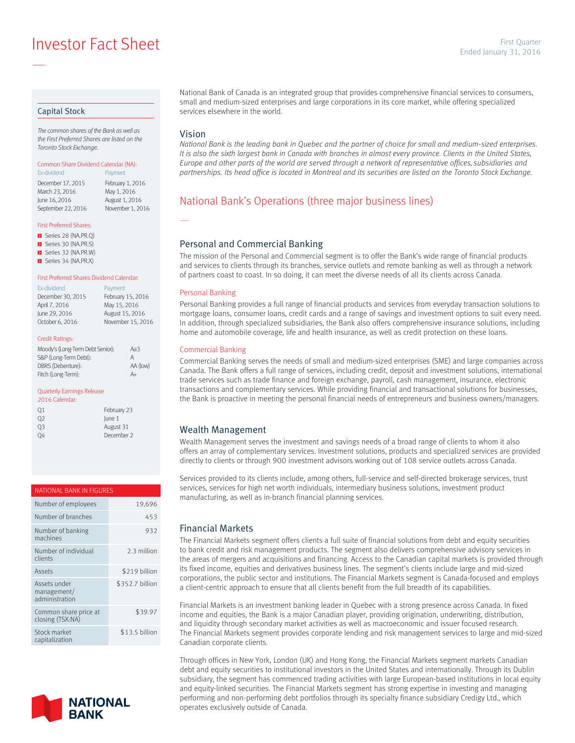# Investor Fact Sheet

First Quarter
Ended January 31, 2016

## Capital Stock

*The common shares of the Bank as well as the First Preferred Shares are listed on the Toronto Stock Exchange.*

**Common Share Dividend Calendar (NA):**

| Ex-dividend | Payment |
|---|---|
| December 17, 2015 | February 1, 2016 |
| March 23, 2016 | May 1, 2016 |
| June 16, 2016 | August 1, 2016 |
| September 22, 2016 | November 1, 2016 |

**First Preferred Shares:**

- Series 28 (NA.PR.Q)
- Series 30 (NA.PR.S)
- Series 32 (NA.PR.W)
- Series 34 (NA.PR.X)

**First Preferred Shares Dividend Calendar:**

| Ex-dividend | Payment |
|---|---|
| December 30, 2015 | February 15, 2016 |
| April 7, 2016 | May 15, 2016 |
| June 29, 2016 | August 15, 2016 |
| October 6, 2016 | November 15, 2016 |

**Credit Ratings:**

| | |
|---|---|
| Moody's (Long-Term Debt Senior): | Aa3 |
| S&P (Long-Term Debt): | A |
| DBRS (Debenture): | AA (low) |
| Fitch (Long-Term): | A+ |

**Quarterly Earnings Release 2016 Calendar:**

| | |
|---|---|
| Q1 | February 23 |
| Q2 | June 1 |
| Q3 | August 31 |
| Q4 | December 2 |

| NATIONAL BANK IN FIGURES | |
|---|---|
| Number of employees | 19,696 |
| Number of branches | 453 |
| Number of banking machines | 932 |
| Number of individual clients | 2.3 million |
| Assets | $219 billion |
| Assets under management/ administration | $352.7 billion |
| Common share price at closing (TSX:NA) | $39.97 |
| Stock market capitalization | $13.5 billion |

National Bank of Canada is an integrated group that provides comprehensive financial services to consumers, small and medium-sized enterprises and large corporations in its core market, while offering specialized services elsewhere in the world.

## Vision

*National Bank is the leading bank in Quebec and the partner of choice for small and medium-sized enterprises. It is also the sixth largest bank in Canada with branches in almost every province. Clients in the United States, Europe and other parts of the world are served through a network of representative offices, subsidiaries and partnerships. Its head office is located in Montreal and its securities are listed on the Toronto Stock Exchange.*

## National Bank's Operations (three major business lines)

### Personal and Commercial Banking

The mission of the Personal and Commercial segment is to offer the Bank's wide range of financial products and services to clients through its branches, service outlets and remote banking as well as through a network of partners coast to coast. In so doing, it can meet the diverse needs of all its clients across Canada.

#### Personal Banking

Personal Banking provides a full range of financial products and services from everyday transaction solutions to mortgage loans, consumer loans, credit cards and a range of savings and investment options to suit every need. In addition, through specialized subsidiaries, the Bank also offers comprehensive insurance solutions, including home and automobile coverage, life and health insurance, as well as credit protection on these loans.

#### Commercial Banking

Commercial Banking serves the needs of small and medium-sized enterprises (SME) and large companies across Canada. The Bank offers a full range of services, including credit, deposit and investment solutions, international trade services such as trade finance and foreign exchange, payroll, cash management, insurance, electronic transactions and complementary services. While providing financial and transactional solutions for businesses, the Bank is proactive in meeting the personal financial needs of entrepreneurs and business owners/managers.

### Wealth Management

Wealth Management serves the investment and savings needs of a broad range of clients to whom it also offers an array of complementary services. Investment solutions, products and specialized services are provided directly to clients or through 900 investment advisors working out of 108 service outlets across Canada.

Services provided to its clients include, among others, full-service and self-directed brokerage services, trust services, services for high net worth individuals, intermediary business solutions, investment product manufacturing, as well as in-branch financial planning services.

### Financial Markets

The Financial Markets segment offers clients a full suite of financial solutions from debt and equity securities to bank credit and risk management products. The segment also delivers comprehensive advisory services in the areas of mergers and acquisitions and financing. Access to the Canadian capital markets is provided through its fixed income, equities and derivatives business lines. The segment's clients include large and mid-sized corporations, the public sector and institutions. The Financial Markets segment is Canada-focused and employs a client-centric approach to ensure that all clients benefit from the full breadth of its capabilities.

Financial Markets is an investment banking leader in Quebec with a strong presence across Canada. In fixed income and equities, the Bank is a major Canadian player, providing origination, underwriting, distribution, and liquidity through secondary market activities as well as macroeconomic and issuer focused research. The Financial Markets segment provides corporate lending and risk management services to large and mid-sized Canadian corporate clients.

Through offices in New York, London (UK) and Hong Kong, the Financial Markets segment markets Canadian debt and equity securities to institutional investors in the United States and internationally. Through its Dublin subsidiary, the segment has commenced trading activities with large European-based institutions in local equity and equity-linked securities. The Financial Markets segment has strong expertise in investing and managing performing and non-performing debt portfolios through its specialty finance subsidiary Credigy Ltd., which operates exclusively outside of Canada.

NATIONAL BANK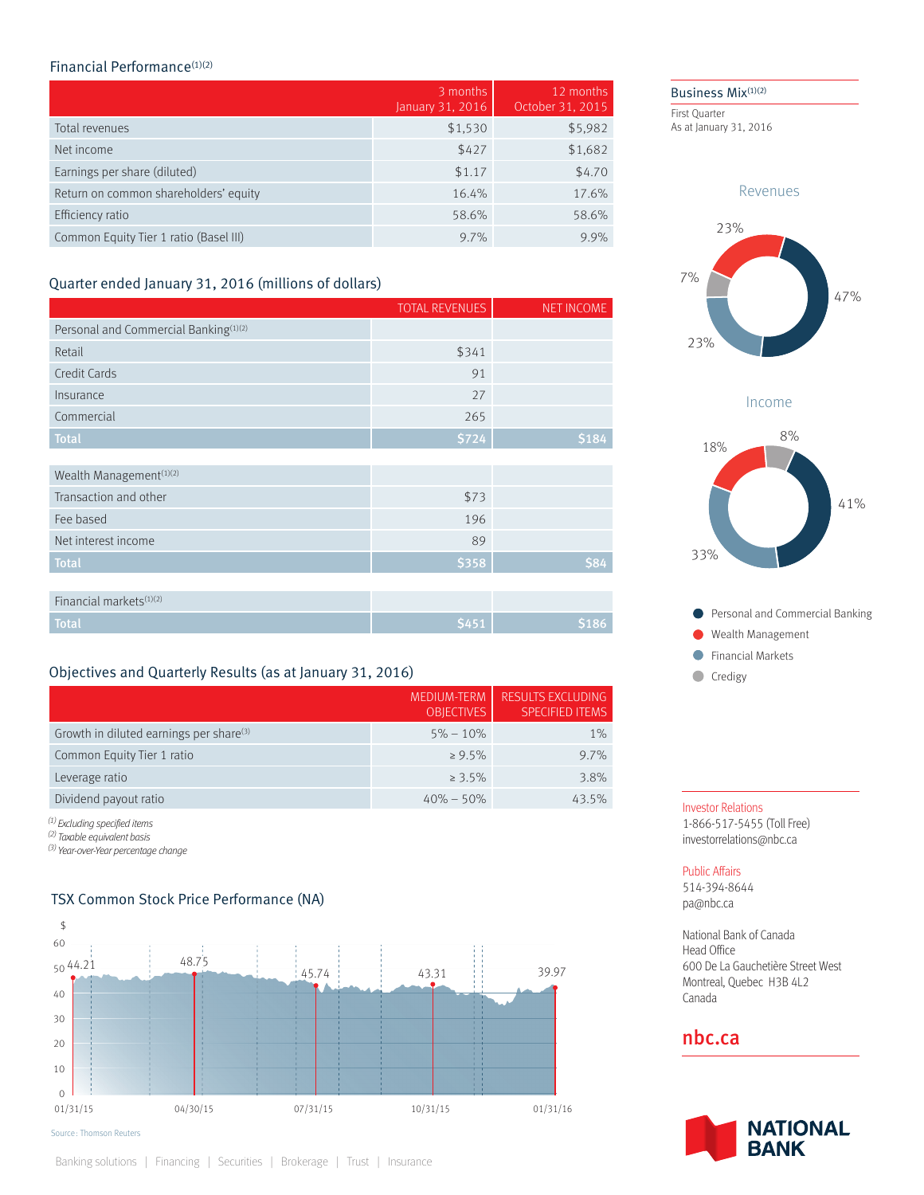## Financial Performance[1][2]

| | 3 months January 31, 2016 | 12 months October 31, 2015 |
|---|---|---|
| Total revenues | $1,530 | $5,982 |
| Net income | $427 | $1,682 |
| Earnings per share (diluted) | $1.17 | $4.70 |
| Return on common shareholders' equity | 16.4% | 17.6% |
| Efficiency ratio | 58.6% | 58.6% |
| Common Equity Tier 1 ratio (Basel III) | 9.7% | 9.9% |

## Quarter ended January 31, 2016 (millions of dollars)

| | TOTAL REVENUES | NET INCOME |
|---|---|---|
| Personal and Commercial Banking[1][2] | | |
| Retail | $341 | |
| Credit Cards | 91 | |
| Insurance | 27 | |
| Commercial | 265 | |
| **Total** | **$724** | **$184** |
| Wealth Management[1][2] | | |
| Transaction and other | $73 | |
| Fee based | 196 | |
| Net interest income | 89 | |
| **Total** | **$358** | **$84** |
| Financial markets[1][2] | | |
| **Total** | **$451** | **$186** |

## Objectives and Quarterly Results (as at January 31, 2016)

| | MEDIUM-TERM OBJECTIVES | RESULTS EXCLUDING SPECIFIED ITEMS |
|---|---|---|
| Growth in diluted earnings per share[3] | 5% – 10% | 1% |
| Common Equity Tier 1 ratio | ≥ 9.5% | 9.7% |
| Leverage ratio | ≥ 3.5% | 3.8% |
| Dividend payout ratio | 40% – 50% | 43.5% |

*(1) Excluding specified items*
*(2) Taxable equivalent basis*
*(3) Year-over-Year percentage change*

## TSX Common Stock Price Performance (NA)

$
60
50
40
30
20
10
0
44.21
48.75
45.74
43.31
39.97
01/31/15
04/30/15
07/31/15
10/31/15
01/31/16

Source: Thomson Reuters

## Business Mix[1][2]

First Quarter
As at January 31, 2016

Revenues
47%
23%
7%
23%

Income
41%
33%
18%
8%

Personal and Commercial Banking
Wealth Management
Financial Markets
Credigy

Investor Relations
1-866-517-5455 (Toll Free)
investorrelations@nbc.ca

Public Affairs
514-394-8644
pa@nbc.ca

National Bank of Canada
Head Office
600 De La Gauchetière Street West
Montreal, Quebec H3B 4L2
Canada

**nbc.ca**

NATIONAL BANK

Banking solutions | Financing | Securities | Brokerage | Trust | Insurance